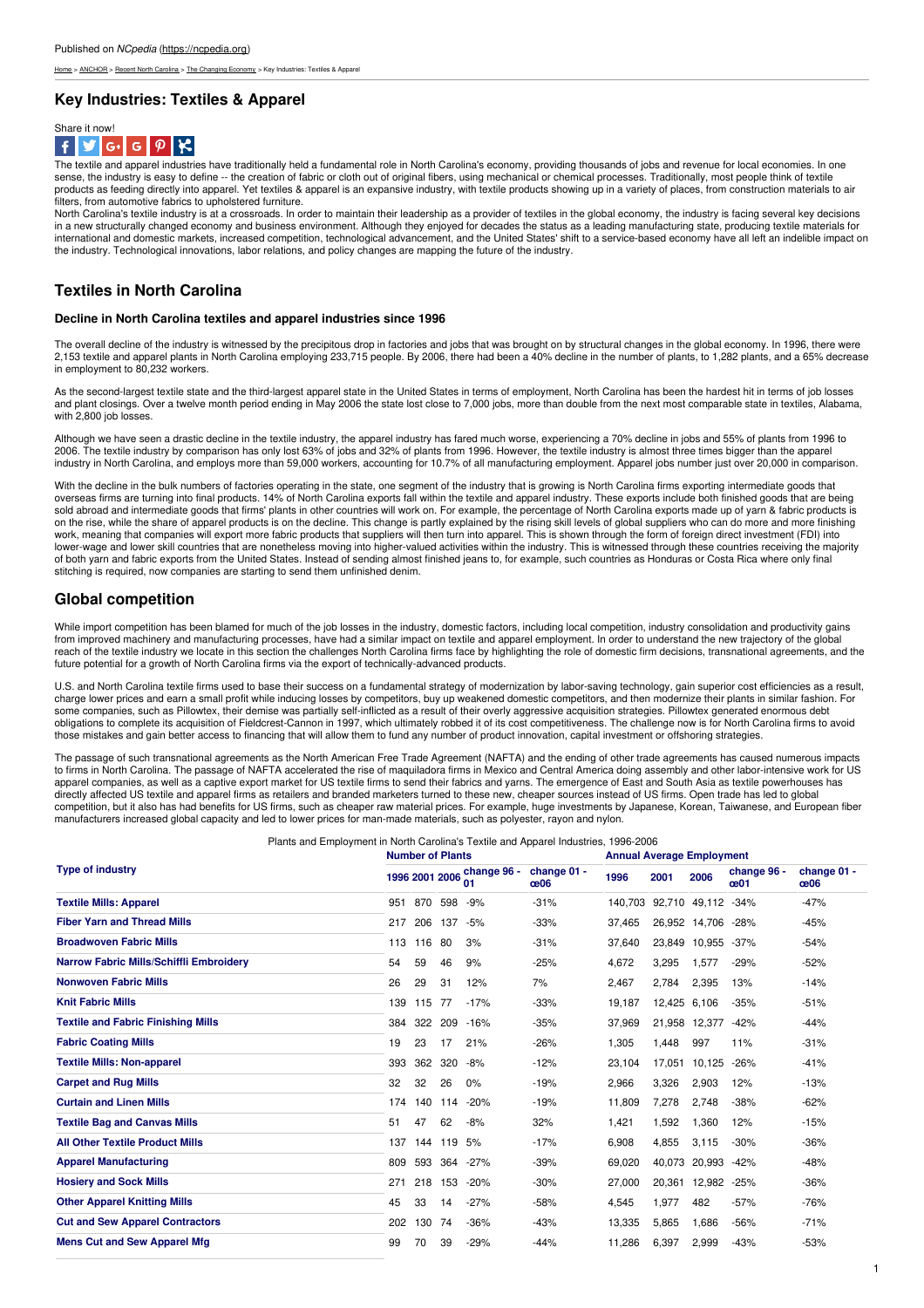Published on *NCpedia* (https://ncpedia.org)

Home > ANCHOR > Recent North Carolina > The Changing Economy > Key Industries: Textiles & Apparel

## Key Industries: Textiles & Apparel

Share it now!

The textile and apparel industries have traditionally held a fundamental role in North Carolina's economy, providing thousands of jobs and revenue for local economies. In one sense, the industry is easy to define -- the creation of fabric or cloth out of original fibers, using mechanical or chemical processes. Traditionally, most people think of textile products as feeding directly into apparel. Yet textiles & apparel is an expansive industry, with textile products showing up in a variety of places, from construction materials to air filters, from automotive fabrics to upholstered furniture.

North Carolina's textile industry is at a crossroads. In order to maintain their leadership as a provider of textiles in the global economy, the industry is facing several key decisions in a new structurally changed economy and business environment. Although they enjoyed for decades the status as a leading manufacturing state, producing textile materials for international and domestic markets, increased competition, technological advancement, and the United States' shift to a service-based economy have all left an indelible impact on the industry. Technological innovations, labor relations, and policy changes are mapping the future of the industry.

## Textiles in North Carolina

### Decline in North Carolina textiles and apparel industries since 1996

The overall decline of the industry is witnessed by the precipitous drop in factories and jobs that was brought on by structural changes in the global economy. In 1996, there were 2,153 textile and apparel plants in North Carolina employing 233,715 people. By 2006, there had been a 40% decline in the number of plants, to 1,282 plants, and a 65% decrease in employment to 80,232 workers.

As the second-largest textile state and the third-largest apparel state in the United States in terms of employment, North Carolina has been the hardest hit in terms of job losses and plant closings. Over a twelve month period ending in May 2006 the state lost close to 7,000 jobs, more than double from the next most comparable state in textiles, Alabama, with 2,800 job losses.

Although we have seen a drastic decline in the textile industry, the apparel industry has fared much worse, experiencing a 70% decline in jobs and 55% of plants from 1996 to 2006. The textile industry by comparison has only lost 63% of jobs and 32% of plants from 1996. However, the textile industry is almost three times bigger than the apparel industry in North Carolina, and employs more than 59,000 workers, accounting for 10.7% of all manufacturing employment. Apparel jobs number just over 20,000 in comparison.

With the decline in the bulk numbers of factories operating in the state, one segment of the industry that is growing is North Carolina firms exporting intermediate goods that overseas firms are turning into final products. 14% of North Carolina exports fall within the textile and apparel industry. These exports include both finished goods that are being sold abroad and intermediate goods that firms' plants in other countries will work on. For example, the percentage of North Carolina exports made up of yarn & fabric products is on the rise, while the share of apparel products is on the decline. This change is partly explained by the rising skill levels of global suppliers who can do more and more finishing work, meaning that companies will export more fabric products that suppliers will then turn into apparel. This is shown through the form of foreign direct investment (FDI) into lower-wage and lower skill countries that are nonetheless moving into higher-valued activities within the industry. This is witnessed through these countries receiving the majority of both yarn and fabric exports from the United States. Instead of sending almost finished jeans to, for example, such countries as Honduras or Costa Rica where only final stitching is required, now companies are starting to send them unfinished denim.

## Global competition

While import competition has been blamed for much of the job losses in the industry, domestic factors, including local competition, industry consolidation and productivity gains from improved machinery and manufacturing processes, have had a similar impact on textile and apparel employment. In order to understand the new trajectory of the global reach of the textile industry we locate in this section the challenges North Carolina firms face by highlighting the role of domestic firm decisions, transnational agreements, and the future potential for a growth of North Carolina firms via the export of technically-advanced products.

U.S. and North Carolina textile firms used to base their success on a fundamental strategy of modernization by labor-saving technology, gain superior cost efficiencies as a result, charge lower prices and earn a small profit while inducing losses by competitors, buy up weakened domestic competitors, and then modernize their plants in similar fashion. For some companies, such as Pillowtex, their demise was partially self-inflicted as a result of their overly aggressive acquisition strategies. Pillowtex generated enormous debt obligations to complete its acquisition of Fieldcrest-Cannon in 1997, which ultimately robbed it of its cost competitiveness. The challenge now is for North Carolina firms to avoid those mistakes and gain better access to financing that will allow them to fund any number of product innovation, capital investment or offshoring strategies.

The passage of such transnational agreements as the North American Free Trade Agreement (NAFTA) and the ending of other trade agreements has caused numerous impacts to firms in North Carolina. The passage of NAFTA accelerated the rise of maquiladora firms in Mexico and Central America doing assembly and other labor-intensive work for US apparel companies, as well as a captive export market for US textile firms to send their fabrics and yarns. The emergence of East and South Asia as textile powerhouses has directly affected US textile and apparel firms as retailers and branded marketers turned to these new, cheaper sources instead of US firms. Open trade has led to global competition, but it also has had benefits for US firms, such as cheaper raw material prices. For example, huge investments by Japanese, Korean, Taiwanese, and European fiber manufacturers increased global capacity and led to lower prices for man-made materials, such as polyester, rayon and nylon.

Plants and Employment in North Carolina's Textile and Apparel Industries, 1996-2006

| Type of industry | Number of Plants | | | | | Annual Average Employment | | | | |
|---|---|---|---|---|---|---|---|---|---|---|
| | 1996 | 2001 | 2006 | change 96 - 01 | change 01 - œ06 | 1996 | 2001 | 2006 | change 96 - œ01 | change 01 - œ06 |
| **Textile Mills: Apparel** | 951 | 870 | 598 | -9% | -31% | 140,703 | 92,710 | 49,112 | -34% | -47% |
| **Fiber Yarn and Thread Mills** | 217 | 206 | 137 | -5% | -33% | 37,465 | 26,952 | 14,706 | -28% | -45% |
| **Broadwoven Fabric Mills** | 113 | 116 | 80 | 3% | -31% | 37,640 | 23,849 | 10,955 | -37% | -54% |
| **Narrow Fabric Mills/Schiffli Embroidery** | 54 | 59 | 46 | 9% | -25% | 4,672 | 3,295 | 1,577 | -29% | -52% |
| **Nonwoven Fabric Mills** | 26 | 29 | 31 | 12% | 7% | 2,467 | 2,784 | 2,395 | 13% | -14% |
| **Knit Fabric Mills** | 139 | 115 | 77 | -17% | -33% | 19,187 | 12,425 | 6,106 | -35% | -51% |
| **Textile and Fabric Finishing Mills** | 384 | 322 | 209 | -16% | -35% | 37,969 | 21,958 | 12,377 | -42% | -44% |
| **Fabric Coating Mills** | 19 | 23 | 17 | 21% | -26% | 1,305 | 1,448 | 997 | 11% | -31% |
| **Textile Mills: Non-apparel** | 393 | 362 | 320 | -8% | -12% | 23,104 | 17,051 | 10,125 | -26% | -41% |
| **Carpet and Rug Mills** | 32 | 32 | 26 | 0% | -19% | 2,966 | 3,326 | 2,903 | 12% | -13% |
| **Curtain and Linen Mills** | 174 | 140 | 114 | -20% | -19% | 11,809 | 7,278 | 2,748 | -38% | -62% |
| **Textile Bag and Canvas Mills** | 51 | 47 | 62 | -8% | 32% | 1,421 | 1,592 | 1,360 | 12% | -15% |
| **All Other Textile Product Mills** | 137 | 144 | 119 | 5% | -17% | 6,908 | 4,855 | 3,115 | -30% | -36% |
| **Apparel Manufacturing** | 809 | 593 | 364 | -27% | -39% | 69,020 | 40,073 | 20,993 | -42% | -48% |
| **Hosiery and Sock Mills** | 271 | 218 | 153 | -20% | -30% | 27,000 | 20,361 | 12,982 | -25% | -36% |
| **Other Apparel Knitting Mills** | 45 | 33 | 14 | -27% | -58% | 4,545 | 1,977 | 482 | -57% | -76% |
| **Cut and Sew Apparel Contractors** | 202 | 130 | 74 | -36% | -43% | 13,335 | 5,865 | 1,686 | -56% | -71% |
| **Mens Cut and Sew Apparel Mfg** | 99 | 70 | 39 | -29% | -44% | 11,286 | 6,397 | 2,999 | -43% | -53% |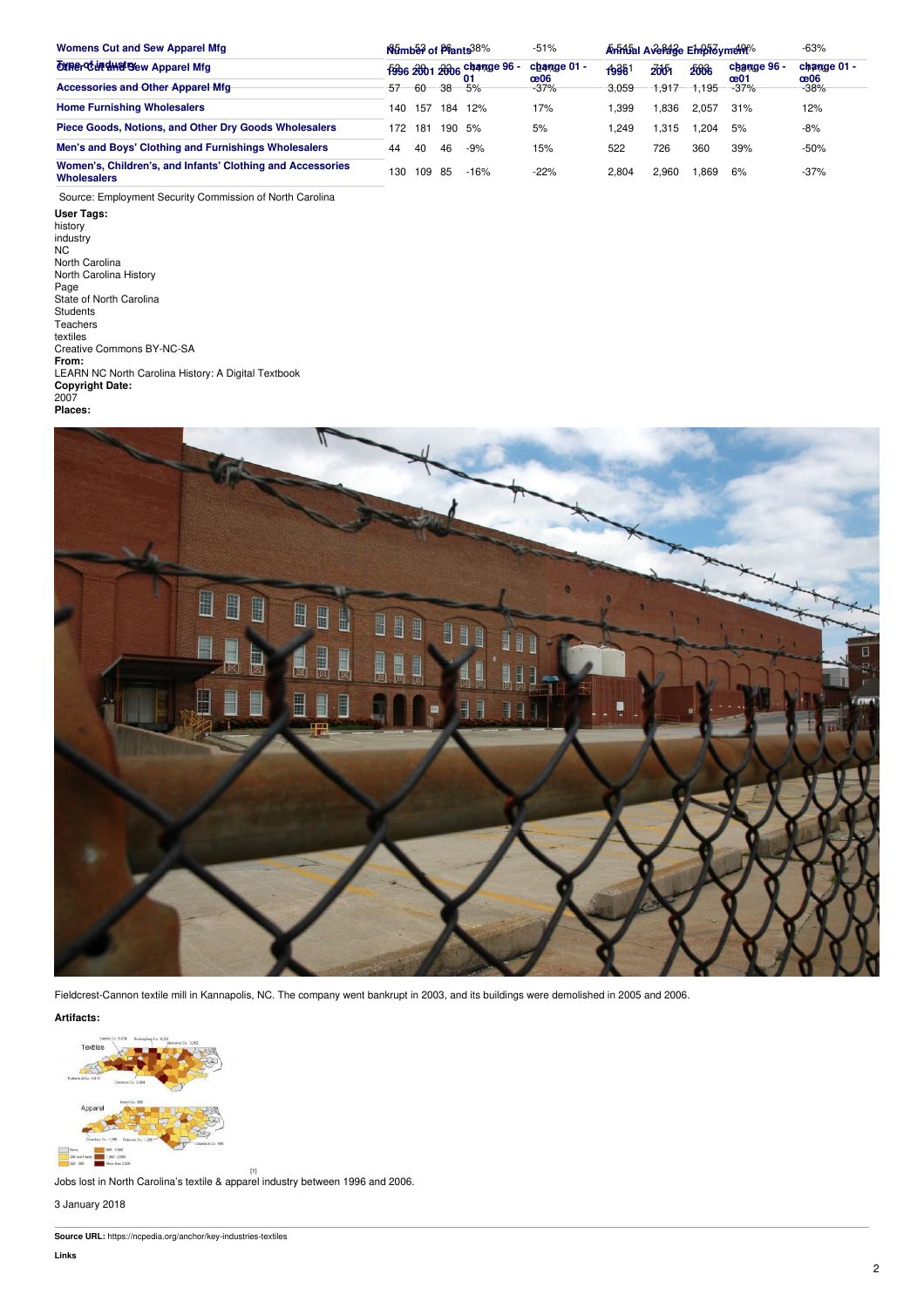| Type of Industry | Number of Plants | | | | | Annual Average Employment | | | | |
|---|---|---|---|---|---|---|---|---|---|---|
| | 1996 | 2001 | 2006 | change 96 - 01 | change 01 - 06 | 1996 | 2001 | 2006 | change 96 - 01 | change 01 - 06 |
| Womens Cut and Sew Apparel Mfg | 85 | 53 | 26 | -38% | -51% | 5,545 | 2,842 | 1,057 | -49% | -63% |
| Other Cut and Sew Apparel Mfg | 52 | 29 | 22 | -44% | -24% | 4,351 | 715 | 593 | -84% | -17% |
| Accessories and Other Apparel Mfg | 57 | 60 | 38 | 5% | -37% | 3,059 | 1,917 | 1,195 | -37% | -38% |
| Home Furnishing Wholesalers | 140 | 157 | 184 | 12% | 17% | 1,399 | 1,836 | 2,057 | 31% | 12% |
| Piece Goods, Notions, and Other Dry Goods Wholesalers | 172 | 181 | 190 | 5% | 5% | 1,249 | 1,315 | 1,204 | 5% | -8% |
| Men's and Boys' Clothing and Furnishings Wholesalers | 44 | 40 | 46 | -9% | 15% | 522 | 726 | 360 | 39% | -50% |
| Women's, Children's, and Infants' Clothing and Accessories Wholesalers | 130 | 109 | 85 | -16% | -22% | 2,804 | 2,960 | 1,869 | 6% | -37% |

Source: Employment Security Commission of North Carolina

**User Tags:**
history
industry
NC
North Carolina
North Carolina History
Page
State of North Carolina
Students
Teachers
textiles
Creative Commons BY-NC-SA
**From:**
LEARN NC North Carolina History: A Digital Textbook
**Copyright Date:**
2007
**Places:**

Fieldcrest-Cannon textile mill in Kannapolis, NC. The company went bankrupt in 2003, and its buildings were demolished in 2005 and 2006.

**Artifacts:**

[1]
Jobs lost in North Carolina's textile & apparel industry between 1996 and 2006.

3 January 2018

**Source URL:** https://ncpedia.org/anchor/key-industries-textiles

**Links**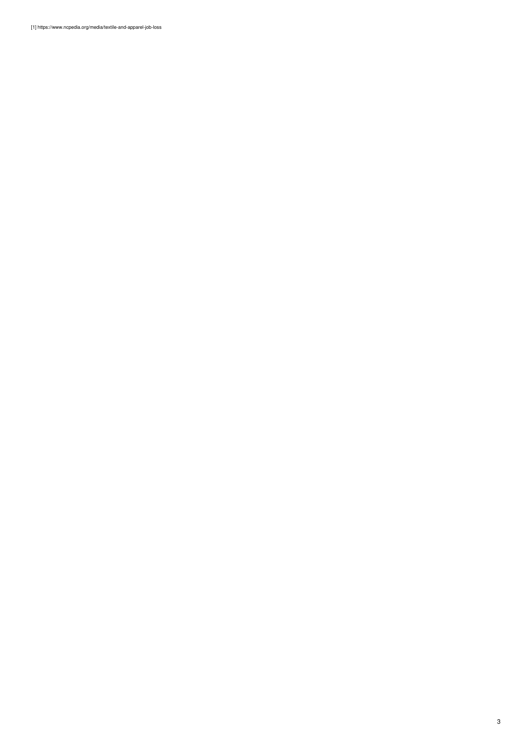[1] https://www.ncpedia.org/media/textile-and-apparel-job-loss